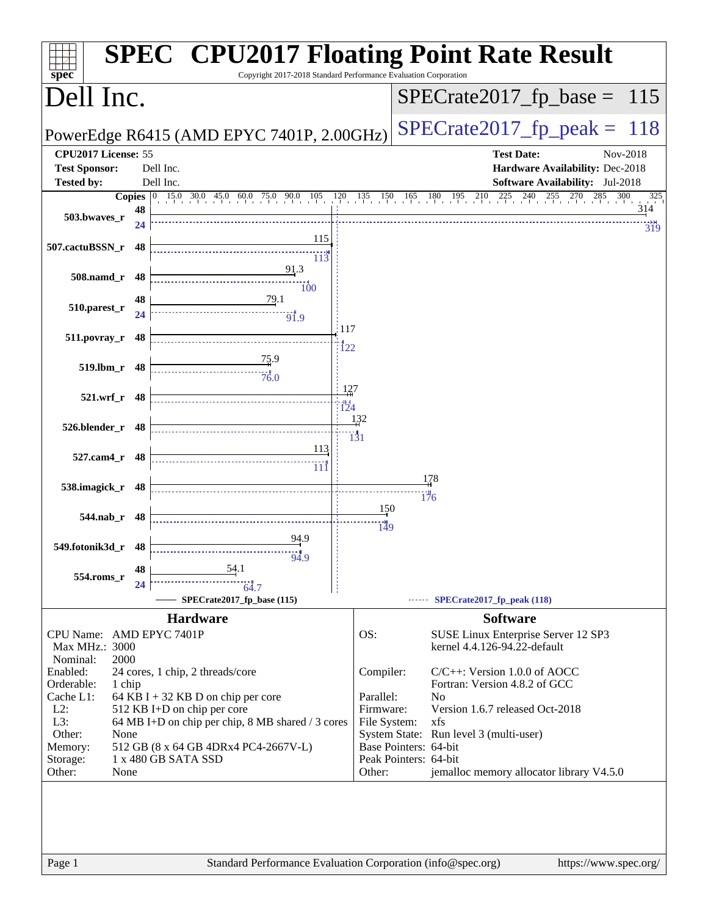# SPEC CPU2017 Floating Point Rate Result

Copyright 2017-2018 Standard Performance Evaluation Corporation

## Dell Inc.

PowerEdge R6415 (AMD EPYC 7401P, 2.00GHz)

SPECrate2017_fp_base = 115

SPECrate2017_fp_peak = 118

| | | | |
|---|---|---|---|
| **CPU2017 License:** | 55 | **Test Date:** | Nov-2018 |
| **Test Sponsor:** | Dell Inc. | **Hardware Availability:** | Dec-2018 |
| **Tested by:** | Dell Inc. | **Software Availability:** | Jul-2018 |

| Benchmark | Copies (base) | Base | Copies (peak) | Peak |
|---|---|---|---|---|
| 503.bwaves_r | 48 | 314 | 24 | 319 |
| 507.cactuBSSN_r | 48 | 115 | 48 | 113 |
| 508.namd_r | 48 | 91.3 | 48 | 100 |
| 510.parest_r | 48 | 79.1 | 24 | 91.9 |
| 511.povray_r | 48 | 117 | 48 | 122 |
| 519.lbm_r | 48 | 75.9 | 48 | 76.0 |
| 521.wrf_r | 48 | 127 | 48 | 124 |
| 526.blender_r | 48 | 132 | 48 | 131 |
| 527.cam4_r | 48 | 113 | 48 | 111 |
| 538.imagick_r | 48 | 178 | 48 | 176 |
| 544.nab_r | 48 | 150 | 48 | 149 |
| 549.fotonik3d_r | 48 | 94.9 | 48 | 94.9 |
| 554.roms_r | 48 | 54.1 | 24 | 64.7 |

SPECrate2017_fp_base (115) — SPECrate2017_fp_peak (118)

### Hardware

| | |
|---|---|
| CPU Name: | AMD EPYC 7401P |
| Max MHz.: | 3000 |
| Nominal: | 2000 |
| Enabled: | 24 cores, 1 chip, 2 threads/core |
| Orderable: | 1 chip |
| Cache L1: | 64 KB I + 32 KB D on chip per core |
| L2: | 512 KB I+D on chip per core |
| L3: | 64 MB I+D on chip per chip, 8 MB shared / 3 cores |
| Other: | None |
| Memory: | 512 GB (8 x 64 GB 4DRx4 PC4-2667V-L) |
| Storage: | 1 x 480 GB SATA SSD |
| Other: | None |

### Software

| | |
|---|---|
| OS: | SUSE Linux Enterprise Server 12 SP3 kernel 4.4.126-94.22-default |
| Compiler: | C/C++: Version 1.0.0 of AOCC Fortran: Version 4.8.2 of GCC |
| Parallel: | No |
| Firmware: | Version 1.6.7 released Oct-2018 |
| File System: | xfs |
| System State: | Run level 3 (multi-user) |
| Base Pointers: | 64-bit |
| Peak Pointers: | 64-bit |
| Other: | jemalloc memory allocator library V4.5.0 |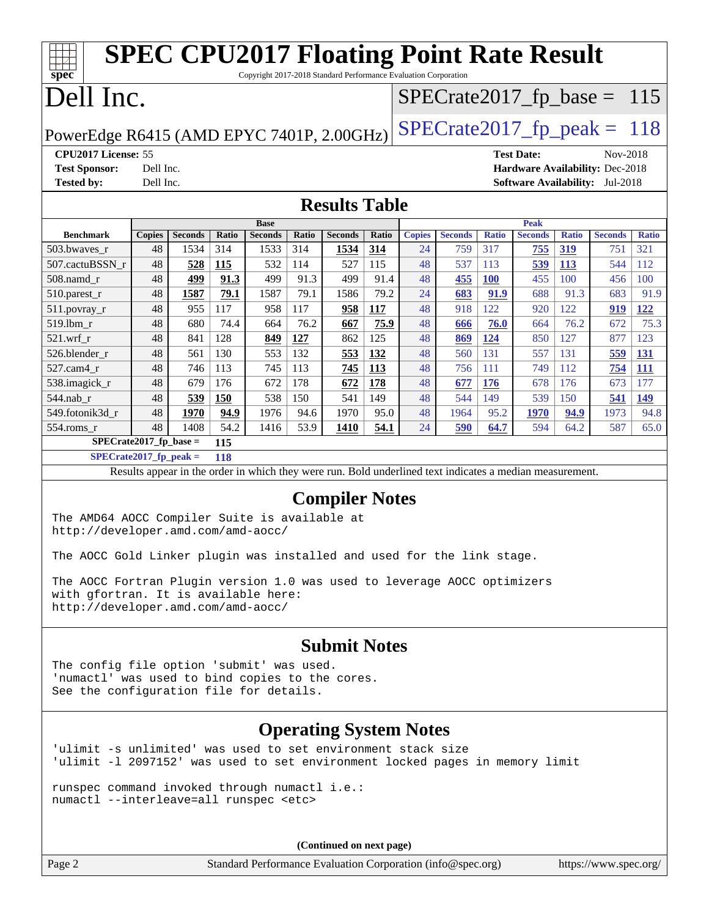# SPEC CPU2017 Floating Point Rate Result

Copyright 2017-2018 Standard Performance Evaluation Corporation

# Dell Inc.

PowerEdge R6415 (AMD EPYC 7401P, 2.00GHz)

SPECrate2017_fp_base = 115

SPECrate2017_fp_peak = 118

**CPU2017 License:** 55
**Test Sponsor:** Dell Inc.
**Tested by:** Dell Inc.

**Test Date:** Nov-2018
**Hardware Availability:** Dec-2018
**Software Availability:** Jul-2018

## Results Table

| | Base | | | | | | | Peak | | | | | | |
|---|---|---|---|---|---|---|---|---|---|---|---|---|---|---|
| **Benchmark** | **Copies** | **Seconds** | **Ratio** | **Seconds** | **Ratio** | **Seconds** | **Ratio** | **Copies** | **Seconds** | **Ratio** | **Seconds** | **Ratio** | **Seconds** | **Ratio** |
| 503.bwaves_r | 48 | 1534 | 314 | 1533 | 314 | **1534** | **314** | 24 | 759 | 317 | **755** | **319** | 751 | 321 |
| 507.cactuBSSN_r | 48 | **528** | **115** | 532 | 114 | 527 | 115 | 48 | 537 | 113 | **539** | **113** | 544 | 112 |
| 508.namd_r | 48 | **499** | **91.3** | 499 | 91.3 | 499 | 91.4 | 48 | **455** | **100** | 455 | 100 | 456 | 100 |
| 510.parest_r | 48 | **1587** | **79.1** | 1587 | 79.1 | 1586 | 79.2 | 24 | **683** | **91.9** | 688 | 91.3 | 683 | 91.9 |
| 511.povray_r | 48 | 955 | 117 | 958 | 117 | **958** | **117** | 48 | 918 | 122 | 920 | 122 | **919** | **122** |
| 519.lbm_r | 48 | 680 | 74.4 | 664 | 76.2 | **667** | **75.9** | 48 | **666** | **76.0** | 664 | 76.2 | 672 | 75.3 |
| 521.wrf_r | 48 | 841 | 128 | **849** | **127** | 862 | 125 | 48 | **869** | **124** | 850 | 127 | 877 | 123 |
| 526.blender_r | 48 | 561 | 130 | 553 | 132 | **553** | **132** | 48 | 560 | 131 | 557 | 131 | **559** | **131** |
| 527.cam4_r | 48 | 746 | 113 | 745 | 113 | **745** | **113** | 48 | 756 | 111 | 749 | 112 | **754** | **111** |
| 538.imagick_r | 48 | 679 | 176 | 672 | 178 | **672** | **178** | 48 | **677** | **176** | 678 | 176 | 673 | 177 |
| 544.nab_r | 48 | **539** | **150** | 538 | 150 | 541 | 149 | 48 | 544 | 149 | 539 | 150 | **541** | **149** |
| 549.fotonik3d_r | 48 | **1970** | **94.9** | 1976 | 94.6 | 1970 | 95.0 | 48 | 1964 | 95.2 | **1970** | **94.9** | 1973 | 94.8 |
| 554.roms_r | 48 | 1408 | 54.2 | 1416 | 53.9 | **1410** | **54.1** | 24 | **590** | **64.7** | 594 | 64.2 | 587 | 65.0 |

**SPECrate2017_fp_base = 115**

**SPECrate2017_fp_peak = 118**

Results appear in the order in which they were run. Bold underlined text indicates a median measurement.

## Compiler Notes

```
The AMD64 AOCC Compiler Suite is available at
http://developer.amd.com/amd-aocc/

The AOCC Gold Linker plugin was installed and used for the link stage.

The AOCC Fortran Plugin version 1.0 was used to leverage AOCC optimizers
with gfortran. It is available here:
http://developer.amd.com/amd-aocc/
```

## Submit Notes

```
The config file option 'submit' was used.
'numactl' was used to bind copies to the cores.
See the configuration file for details.
```

## Operating System Notes

```
'ulimit -s unlimited' was used to set environment stack size
'ulimit -l 2097152' was used to set environment locked pages in memory limit

runspec command invoked through numactl i.e.:
numactl --interleave=all runspec <etc>
```

(Continued on next page)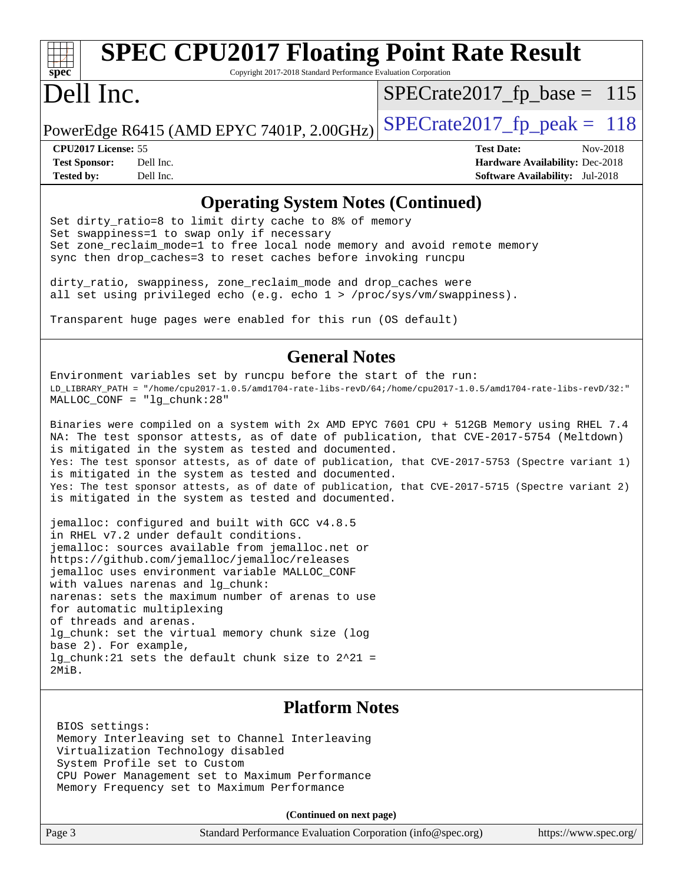## Operating System Notes (Continued)

```
Set dirty_ratio=8 to limit dirty cache to 8% of memory
Set swappiness=1 to swap only if necessary
Set zone_reclaim_mode=1 to free local node memory and avoid remote memory
sync then drop_caches=3 to reset caches before invoking runcpu

dirty_ratio, swappiness, zone_reclaim_mode and drop_caches were
all set using privileged echo (e.g. echo 1 > /proc/sys/vm/swappiness).

Transparent huge pages were enabled for this run (OS default)
```

## General Notes

```
Environment variables set by runcpu before the start of the run:
LD_LIBRARY_PATH = "/home/cpu2017-1.0.5/amd1704-rate-libs-revD/64;/home/cpu2017-1.0.5/amd1704-rate-libs-revD/32:"
MALLOC_CONF = "lg_chunk:28"

Binaries were compiled on a system with 2x AMD EPYC 7601 CPU + 512GB Memory using RHEL 7.4
NA: The test sponsor attests, as of date of publication, that CVE-2017-5754 (Meltdown)
is mitigated in the system as tested and documented.
Yes: The test sponsor attests, as of date of publication, that CVE-2017-5753 (Spectre variant 1)
is mitigated in the system as tested and documented.
Yes: The test sponsor attests, as of date of publication, that CVE-2017-5715 (Spectre variant 2)
is mitigated in the system as tested and documented.

jemalloc: configured and built with GCC v4.8.5
in RHEL v7.2 under default conditions.
jemalloc: sources available from jemalloc.net or
https://github.com/jemalloc/jemalloc/releases
jemalloc uses environment variable MALLOC_CONF
with values narenas and lg_chunk:
narenas: sets the maximum number of arenas to use
for automatic multiplexing
of threads and arenas.
lg_chunk: set the virtual memory chunk size (log
base 2). For example,
lg_chunk:21 sets the default chunk size to 2^21 =
2MiB.
```

## Platform Notes

```
BIOS settings:
Memory Interleaving set to Channel Interleaving
Virtualization Technology disabled
System Profile set to Custom
CPU Power Management set to Maximum Performance
Memory Frequency set to Maximum Performance
```

**(Continued on next page)**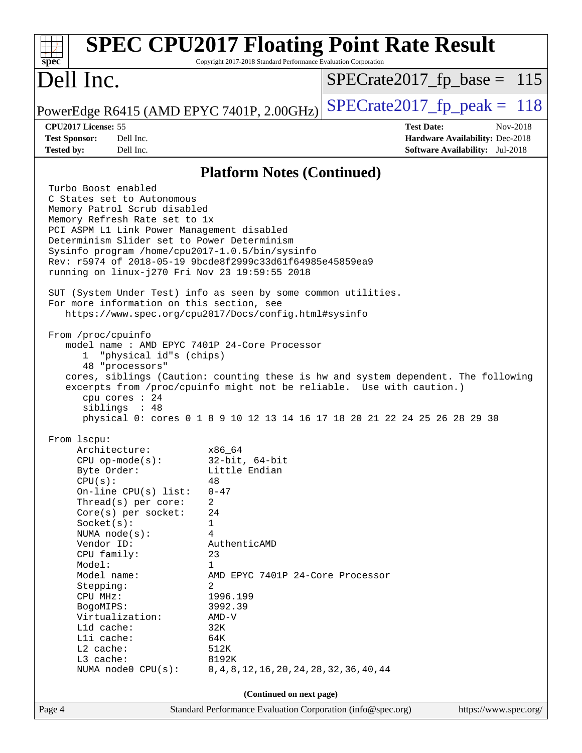## Platform Notes (Continued)

```
Turbo Boost enabled
C States set to Autonomous
Memory Patrol Scrub disabled
Memory Refresh Rate set to 1x
PCI ASPM L1 Link Power Management disabled
Determinism Slider set to Power Determinism
Sysinfo program /home/cpu2017-1.0.5/bin/sysinfo
Rev: r5974 of 2018-05-19 9bcde8f2999c33d61f64985e45859ea9
running on linux-j270 Fri Nov 23 19:59:55 2018

SUT (System Under Test) info as seen by some common utilities.
For more information on this section, see
   https://www.spec.org/cpu2017/Docs/config.html#sysinfo

From /proc/cpuinfo
   model name : AMD EPYC 7401P 24-Core Processor
      1  "physical id"s (chips)
      48 "processors"
   cores, siblings (Caution: counting these is hw and system dependent. The following
   excerpts from /proc/cpuinfo might not be reliable.  Use with caution.)
      cpu cores : 24
      siblings  : 48
      physical 0: cores 0 1 8 9 10 12 13 14 16 17 18 20 21 22 24 25 26 28 29 30

From lscpu:
     Architecture:          x86_64
     CPU op-mode(s):        32-bit, 64-bit
     Byte Order:            Little Endian
     CPU(s):                48
     On-line CPU(s) list:   0-47
     Thread(s) per core:    2
     Core(s) per socket:    24
     Socket(s):             1
     NUMA node(s):          4
     Vendor ID:             AuthenticAMD
     CPU family:            23
     Model:                 1
     Model name:            AMD EPYC 7401P 24-Core Processor
     Stepping:              2
     CPU MHz:               1996.199
     BogoMIPS:              3992.39
     Virtualization:        AMD-V
     L1d cache:             32K
     L1i cache:             64K
     L2 cache:              512K
     L3 cache:              8192K
     NUMA node0 CPU(s):     0,4,8,12,16,20,24,28,32,36,40,44
```

(Continued on next page)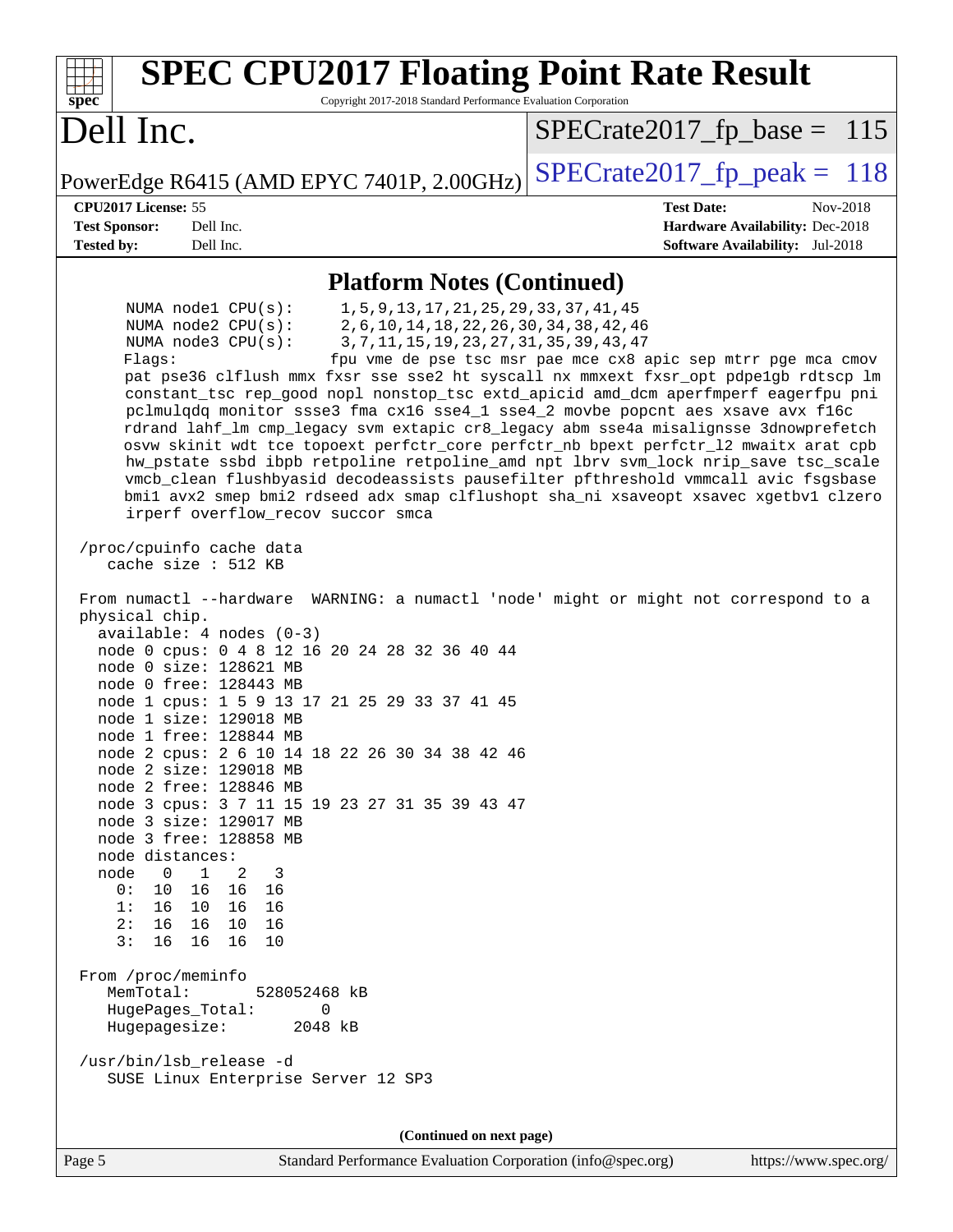## Platform Notes (Continued)

```
      NUMA node1 CPU(s):     1,5,9,13,17,21,25,29,33,37,41,45
      NUMA node2 CPU(s):     2,6,10,14,18,22,26,30,34,38,42,46
      NUMA node3 CPU(s):     3,7,11,15,19,23,27,31,35,39,43,47
      Flags:                 fpu vme de pse tsc msr pae mce cx8 apic sep mtrr pge mca cmov
      pat pse36 clflush mmx fxsr sse sse2 ht syscall nx mmxext fxsr_opt pdpe1gb rdtscp lm
      constant_tsc rep_good nopl nonstop_tsc extd_apicid amd_dcm aperfmperf eagerfpu pni
      pclmulqdq monitor ssse3 fma cx16 sse4_1 sse4_2 movbe popcnt aes xsave avx f16c
      rdrand lahf_lm cmp_legacy svm extapic cr8_legacy abm sse4a misalignsse 3dnowprefetch
      osvw skinit wdt tce topoext perfctr_core perfctr_nb bpext perfctr_l2 mwaitx arat cpb
      hw_pstate ssbd ibpb retpoline retpoline_amd npt lbrv svm_lock nrip_save tsc_scale
      vmcb_clean flushbyasid decodeassists pausefilter pfthreshold vmmcall avic fsgsbase
      bmi1 avx2 smep bmi2 rdseed adx smap clflushopt sha_ni xsaveopt xsavec xgetbv1 clzero
      irperf overflow_recov succor smca

 /proc/cpuinfo cache data
    cache size : 512 KB

 From numactl --hardware  WARNING: a numactl 'node' might or might not correspond to a
 physical chip.
   available: 4 nodes (0-3)
   node 0 cpus: 0 4 8 12 16 20 24 28 32 36 40 44
   node 0 size: 128621 MB
   node 0 free: 128443 MB
   node 1 cpus: 1 5 9 13 17 21 25 29 33 37 41 45
   node 1 size: 129018 MB
   node 1 free: 128844 MB
   node 2 cpus: 2 6 10 14 18 22 26 30 34 38 42 46
   node 2 size: 129018 MB
   node 2 free: 128846 MB
   node 3 cpus: 3 7 11 15 19 23 27 31 35 39 43 47
   node 3 size: 129017 MB
   node 3 free: 128858 MB
   node distances:
   node   0   1   2   3
     0:  10  16  16  16
     1:  16  10  16  16
     2:  16  16  10  16
     3:  16  16  16  10

 From /proc/meminfo
    MemTotal:       528052468 kB
    HugePages_Total:       0
    Hugepagesize:       2048 kB

 /usr/bin/lsb_release -d
    SUSE Linux Enterprise Server 12 SP3
```

(Continued on next page)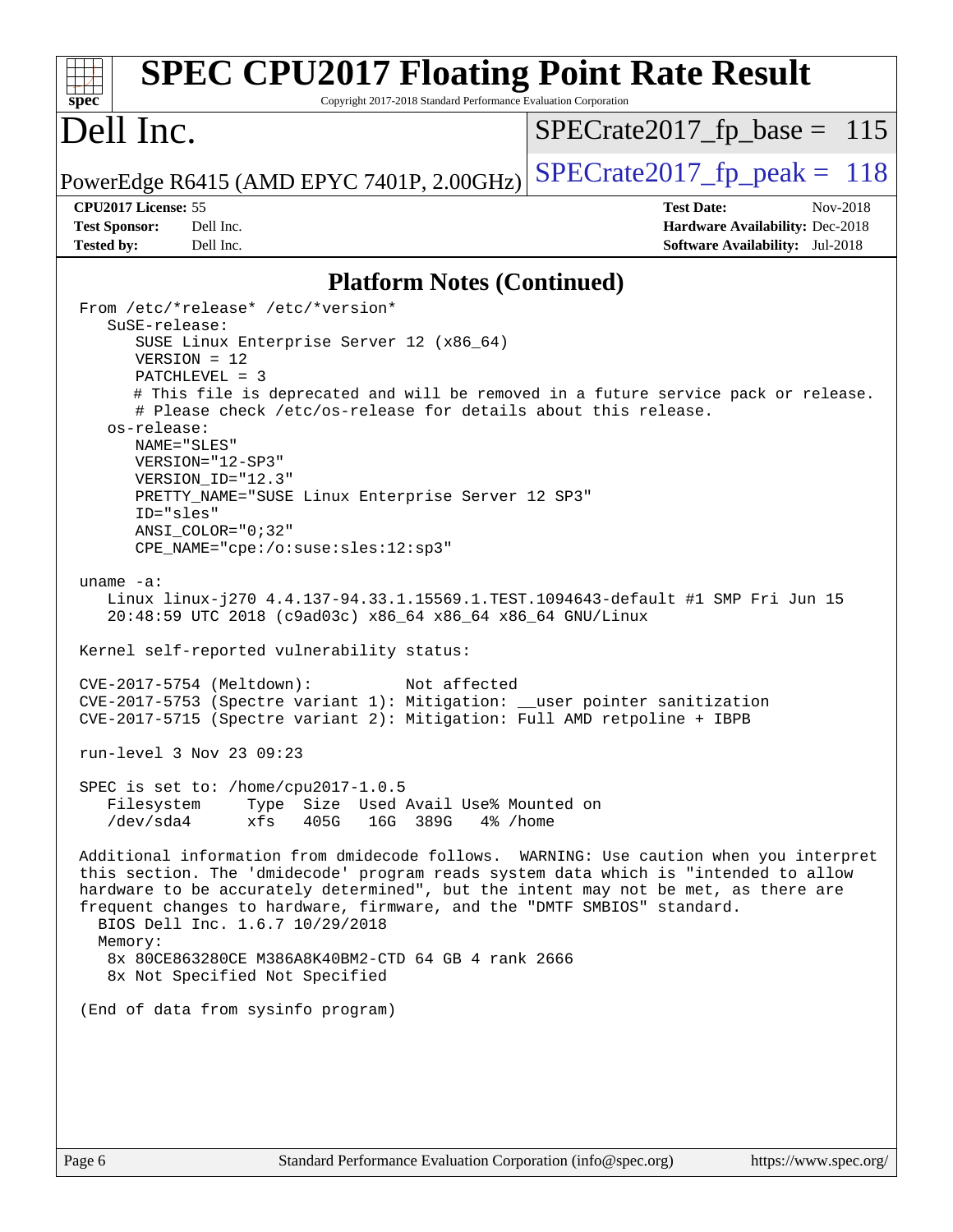## Platform Notes (Continued)

```
From /etc/*release* /etc/*version*
   SuSE-release:
      SUSE Linux Enterprise Server 12 (x86_64)
      VERSION = 12
      PATCHLEVEL = 3
      # This file is deprecated and will be removed in a future service pack or release.
      # Please check /etc/os-release for details about this release.
   os-release:
      NAME="SLES"
      VERSION="12-SP3"
      VERSION_ID="12.3"
      PRETTY_NAME="SUSE Linux Enterprise Server 12 SP3"
      ID="sles"
      ANSI_COLOR="0;32"
      CPE_NAME="cpe:/o:suse:sles:12:sp3"

uname -a:
   Linux linux-j270 4.4.137-94.33.1.15569.1.TEST.1094643-default #1 SMP Fri Jun 15
   20:48:59 UTC 2018 (c9ad03c) x86_64 x86_64 x86_64 GNU/Linux

Kernel self-reported vulnerability status:

CVE-2017-5754 (Meltdown):          Not affected
CVE-2017-5753 (Spectre variant 1): Mitigation: __user pointer sanitization
CVE-2017-5715 (Spectre variant 2): Mitigation: Full AMD retpoline + IBPB

run-level 3 Nov 23 09:23

SPEC is set to: /home/cpu2017-1.0.5
   Filesystem     Type  Size  Used Avail Use% Mounted on
   /dev/sda4      xfs   405G   16G  389G   4% /home

Additional information from dmidecode follows.  WARNING: Use caution when you interpret
this section. The 'dmidecode' program reads system data which is "intended to allow
hardware to be accurately determined", but the intent may not be met, as there are
frequent changes to hardware, firmware, and the "DMTF SMBIOS" standard.
  BIOS Dell Inc. 1.6.7 10/29/2018
  Memory:
   8x 80CE863280CE M386A8K40BM2-CTD 64 GB 4 rank 2666
   8x Not Specified Not Specified

(End of data from sysinfo program)
```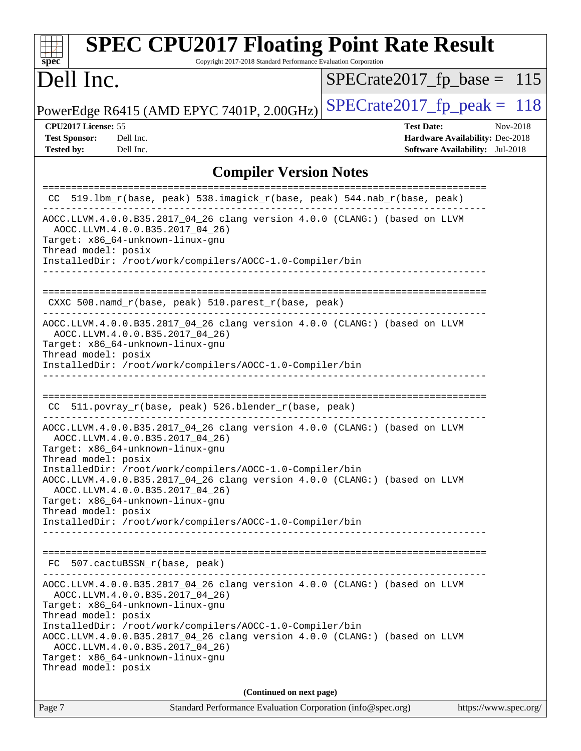# SPEC CPU2017 Floating Point Rate Result

Copyright 2017-2018 Standard Performance Evaluation Corporation

# Dell Inc.

PowerEdge R6415 (AMD EPYC 7401P, 2.00GHz)

SPECrate2017_fp_base = 115

SPECrate2017_fp_peak = 118

**CPU2017 License:** 55
**Test Sponsor:** Dell Inc.
**Tested by:** Dell Inc.

**Test Date:** Nov-2018
**Hardware Availability:** Dec-2018
**Software Availability:** Jul-2018

## Compiler Version Notes

```
==============================================================================
 CC  519.lbm_r(base, peak) 538.imagick_r(base, peak) 544.nab_r(base, peak)
------------------------------------------------------------------------------
AOCC.LLVM.4.0.0.B35.2017_04_26 clang version 4.0.0 (CLANG:) (based on LLVM
  AOCC.LLVM.4.0.0.B35.2017_04_26)
Target: x86_64-unknown-linux-gnu
Thread model: posix
InstalledDir: /root/work/compilers/AOCC-1.0-Compiler/bin
------------------------------------------------------------------------------

==============================================================================
 CXXC 508.namd_r(base, peak) 510.parest_r(base, peak)
------------------------------------------------------------------------------
AOCC.LLVM.4.0.0.B35.2017_04_26 clang version 4.0.0 (CLANG:) (based on LLVM
  AOCC.LLVM.4.0.0.B35.2017_04_26)
Target: x86_64-unknown-linux-gnu
Thread model: posix
InstalledDir: /root/work/compilers/AOCC-1.0-Compiler/bin
------------------------------------------------------------------------------

==============================================================================
 CC  511.povray_r(base, peak) 526.blender_r(base, peak)
------------------------------------------------------------------------------
AOCC.LLVM.4.0.0.B35.2017_04_26 clang version 4.0.0 (CLANG:) (based on LLVM
  AOCC.LLVM.4.0.0.B35.2017_04_26)
Target: x86_64-unknown-linux-gnu
Thread model: posix
InstalledDir: /root/work/compilers/AOCC-1.0-Compiler/bin
AOCC.LLVM.4.0.0.B35.2017_04_26 clang version 4.0.0 (CLANG:) (based on LLVM
  AOCC.LLVM.4.0.0.B35.2017_04_26)
Target: x86_64-unknown-linux-gnu
Thread model: posix
InstalledDir: /root/work/compilers/AOCC-1.0-Compiler/bin
------------------------------------------------------------------------------

==============================================================================
 FC  507.cactuBSSN_r(base, peak)
------------------------------------------------------------------------------
AOCC.LLVM.4.0.0.B35.2017_04_26 clang version 4.0.0 (CLANG:) (based on LLVM
  AOCC.LLVM.4.0.0.B35.2017_04_26)
Target: x86_64-unknown-linux-gnu
Thread model: posix
InstalledDir: /root/work/compilers/AOCC-1.0-Compiler/bin
AOCC.LLVM.4.0.0.B35.2017_04_26 clang version 4.0.0 (CLANG:) (based on LLVM
  AOCC.LLVM.4.0.0.B35.2017_04_26)
Target: x86_64-unknown-linux-gnu
Thread model: posix
```

**(Continued on next page)**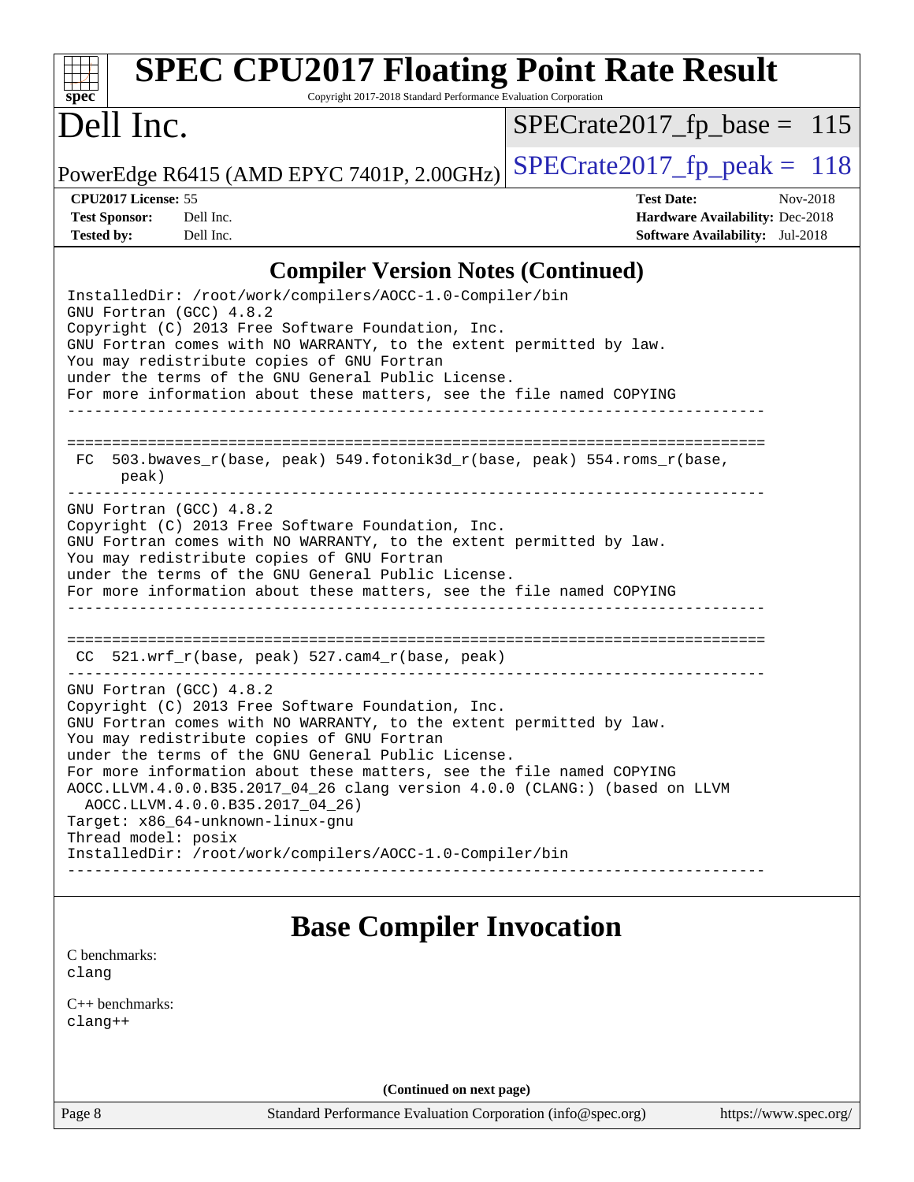# SPEC CPU2017 Floating Point Rate Result

Copyright 2017-2018 Standard Performance Evaluation Corporation

## Dell Inc.

PowerEdge R6415 (AMD EPYC 7401P, 2.00GHz)

SPECrate2017_fp_base = 115

SPECrate2017_fp_peak = 118

| | | | |
|---|---|---|---|
| **CPU2017 License:** | 55 | **Test Date:** | Nov-2018 |
| **Test Sponsor:** | Dell Inc. | **Hardware Availability:** | Dec-2018 |
| **Tested by:** | Dell Inc. | **Software Availability:** | Jul-2018 |

## Compiler Version Notes (Continued)

```
InstalledDir: /root/work/compilers/AOCC-1.0-Compiler/bin
GNU Fortran (GCC) 4.8.2
Copyright (C) 2013 Free Software Foundation, Inc.
GNU Fortran comes with NO WARRANTY, to the extent permitted by law.
You may redistribute copies of GNU Fortran
under the terms of the GNU General Public License.
For more information about these matters, see the file named COPYING
------------------------------------------------------------------------------

==============================================================================
 FC  503.bwaves_r(base, peak) 549.fotonik3d_r(base, peak) 554.roms_r(base,
      peak)
------------------------------------------------------------------------------
GNU Fortran (GCC) 4.8.2
Copyright (C) 2013 Free Software Foundation, Inc.
GNU Fortran comes with NO WARRANTY, to the extent permitted by law.
You may redistribute copies of GNU Fortran
under the terms of the GNU General Public License.
For more information about these matters, see the file named COPYING
------------------------------------------------------------------------------

==============================================================================
 CC  521.wrf_r(base, peak) 527.cam4_r(base, peak)
------------------------------------------------------------------------------
GNU Fortran (GCC) 4.8.2
Copyright (C) 2013 Free Software Foundation, Inc.
GNU Fortran comes with NO WARRANTY, to the extent permitted by law.
You may redistribute copies of GNU Fortran
under the terms of the GNU General Public License.
For more information about these matters, see the file named COPYING
AOCC.LLVM.4.0.0.B35.2017_04_26 clang version 4.0.0 (CLANG:) (based on LLVM
  AOCC.LLVM.4.0.0.B35.2017_04_26)
Target: x86_64-unknown-linux-gnu
Thread model: posix
InstalledDir: /root/work/compilers/AOCC-1.0-Compiler/bin
------------------------------------------------------------------------------
```

## Base Compiler Invocation

C benchmarks:
clang

C++ benchmarks:
clang++

**(Continued on next page)**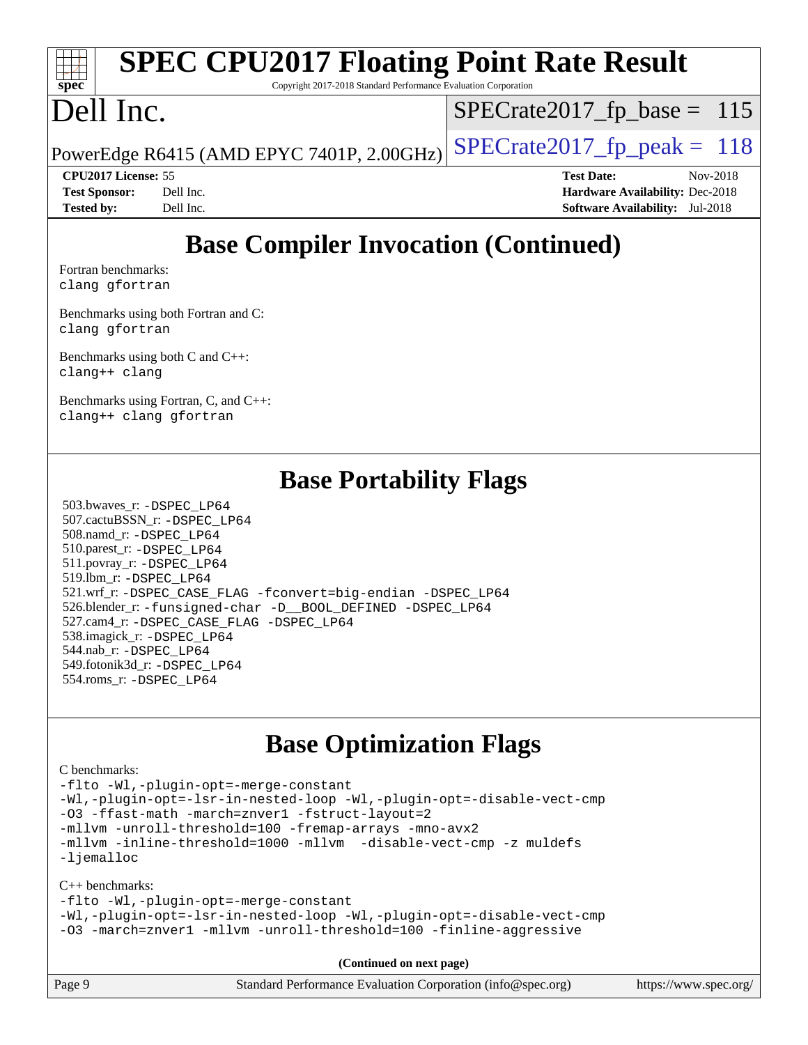# SPEC CPU2017 Floating Point Rate Result

Copyright 2017-2018 Standard Performance Evaluation Corporation

# Dell Inc.

PowerEdge R6415 (AMD EPYC 7401P, 2.00GHz)

SPECrate2017_fp_base = 115

SPECrate2017_fp_peak = 118

**CPU2017 License:** 55
**Test Sponsor:** Dell Inc.
**Tested by:** Dell Inc.

**Test Date:** Nov-2018
**Hardware Availability:** Dec-2018
**Software Availability:** Jul-2018

## Base Compiler Invocation (Continued)

Fortran benchmarks:
```
clang gfortran
```

Benchmarks using both Fortran and C:
```
clang gfortran
```

Benchmarks using both C and C++:
```
clang++ clang
```

Benchmarks using Fortran, C, and C++:
```
clang++ clang gfortran
```

## Base Portability Flags

503.bwaves_r: -DSPEC_LP64
507.cactuBSSN_r: -DSPEC_LP64
508.namd_r: -DSPEC_LP64
510.parest_r: -DSPEC_LP64
511.povray_r: -DSPEC_LP64
519.lbm_r: -DSPEC_LP64
521.wrf_r: -DSPEC_CASE_FLAG -fconvert=big-endian -DSPEC_LP64
526.blender_r: -funsigned-char -D__BOOL_DEFINED -DSPEC_LP64
527.cam4_r: -DSPEC_CASE_FLAG -DSPEC_LP64
538.imagick_r: -DSPEC_LP64
544.nab_r: -DSPEC_LP64
549.fotonik3d_r: -DSPEC_LP64
554.roms_r: -DSPEC_LP64

## Base Optimization Flags

C benchmarks:
```
-flto -Wl,-plugin-opt=-merge-constant
-Wl,-plugin-opt=-lsr-in-nested-loop -Wl,-plugin-opt=-disable-vect-cmp
-O3 -ffast-math -march=znver1 -fstruct-layout=2
-mllvm -unroll-threshold=100 -fremap-arrays -mno-avx2
-mllvm -inline-threshold=1000 -mllvm  -disable-vect-cmp -z muldefs
-ljemalloc
```

C++ benchmarks:
```
-flto -Wl,-plugin-opt=-merge-constant
-Wl,-plugin-opt=-lsr-in-nested-loop -Wl,-plugin-opt=-disable-vect-cmp
-O3 -march=znver1 -mllvm -unroll-threshold=100 -finline-aggressive
```

**(Continued on next page)**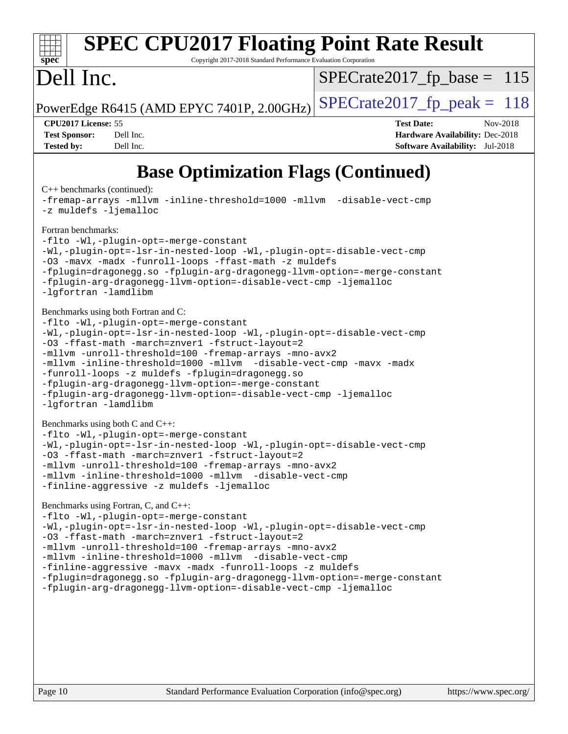# SPEC CPU2017 Floating Point Rate Result

Copyright 2017-2018 Standard Performance Evaluation Corporation

# Dell Inc.

PowerEdge R6415 (AMD EPYC 7401P, 2.00GHz)

SPECrate2017_fp_base = 115

SPECrate2017_fp_peak = 118

**CPU2017 License:** 55
**Test Sponsor:** Dell Inc.
**Tested by:** Dell Inc.

**Test Date:** Nov-2018
**Hardware Availability:** Dec-2018
**Software Availability:** Jul-2018

## Base Optimization Flags (Continued)

C++ benchmarks (continued):

```
-fremap-arrays -mllvm -inline-threshold=1000 -mllvm  -disable-vect-cmp
-z muldefs -ljemalloc
```

Fortran benchmarks:

```
-flto -Wl,-plugin-opt=-merge-constant
-Wl,-plugin-opt=-lsr-in-nested-loop -Wl,-plugin-opt=-disable-vect-cmp
-O3 -mavx -madx -funroll-loops -ffast-math -z muldefs
-fplugin=dragonegg.so -fplugin-arg-dragonegg-llvm-option=-merge-constant
-fplugin-arg-dragonegg-llvm-option=-disable-vect-cmp -ljemalloc
-lgfortran -lamdlibm
```

Benchmarks using both Fortran and C:

```
-flto -Wl,-plugin-opt=-merge-constant
-Wl,-plugin-opt=-lsr-in-nested-loop -Wl,-plugin-opt=-disable-vect-cmp
-O3 -ffast-math -march=znver1 -fstruct-layout=2
-mllvm -unroll-threshold=100 -fremap-arrays -mno-avx2
-mllvm -inline-threshold=1000 -mllvm  -disable-vect-cmp -mavx -madx
-funroll-loops -z muldefs -fplugin=dragonegg.so
-fplugin-arg-dragonegg-llvm-option=-merge-constant
-fplugin-arg-dragonegg-llvm-option=-disable-vect-cmp -ljemalloc
-lgfortran -lamdlibm
```

Benchmarks using both C and C++:

```
-flto -Wl,-plugin-opt=-merge-constant
-Wl,-plugin-opt=-lsr-in-nested-loop -Wl,-plugin-opt=-disable-vect-cmp
-O3 -ffast-math -march=znver1 -fstruct-layout=2
-mllvm -unroll-threshold=100 -fremap-arrays -mno-avx2
-mllvm -inline-threshold=1000 -mllvm  -disable-vect-cmp
-finline-aggressive -z muldefs -ljemalloc
```

Benchmarks using Fortran, C, and C++:

```
-flto -Wl,-plugin-opt=-merge-constant
-Wl,-plugin-opt=-lsr-in-nested-loop -Wl,-plugin-opt=-disable-vect-cmp
-O3 -ffast-math -march=znver1 -fstruct-layout=2
-mllvm -unroll-threshold=100 -fremap-arrays -mno-avx2
-mllvm -inline-threshold=1000 -mllvm  -disable-vect-cmp
-finline-aggressive -mavx -madx -funroll-loops -z muldefs
-fplugin=dragonegg.so -fplugin-arg-dragonegg-llvm-option=-merge-constant
-fplugin-arg-dragonegg-llvm-option=-disable-vect-cmp -ljemalloc
```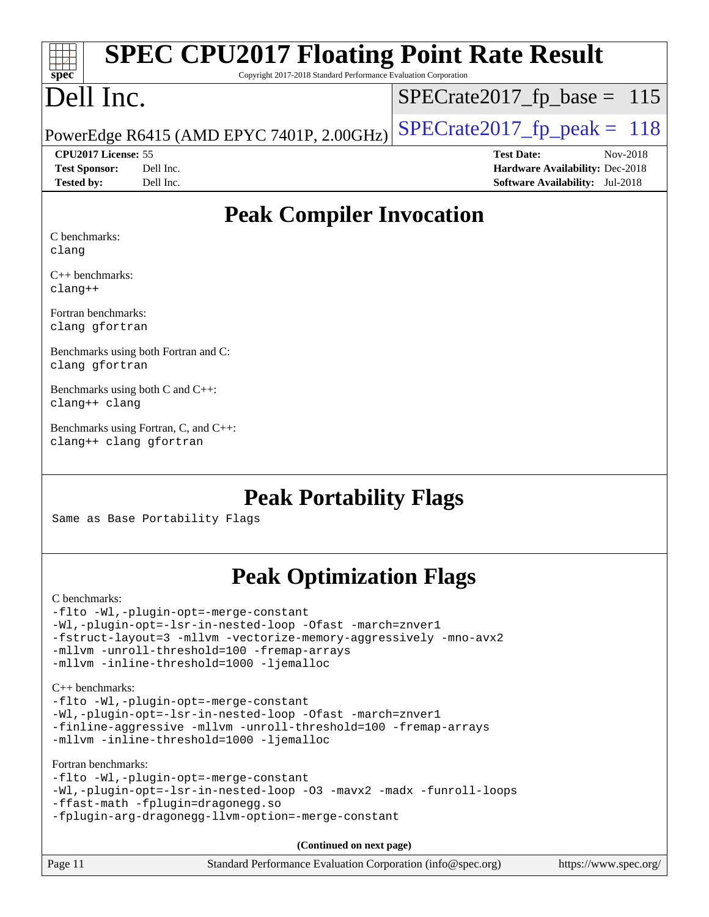# SPEC CPU2017 Floating Point Rate Result

Copyright 2017-2018 Standard Performance Evaluation Corporation

# Dell Inc.

PowerEdge R6415 (AMD EPYC 7401P, 2.00GHz)

SPECrate2017_fp_base = 115

SPECrate2017_fp_peak = 118

**CPU2017 License:** 55
**Test Sponsor:** Dell Inc.
**Tested by:** Dell Inc.

**Test Date:** Nov-2018
**Hardware Availability:** Dec-2018
**Software Availability:** Jul-2018

## Peak Compiler Invocation

C benchmarks:
```
clang
```

C++ benchmarks:
```
clang++
```

Fortran benchmarks:
```
clang gfortran
```

Benchmarks using both Fortran and C:
```
clang gfortran
```

Benchmarks using both C and C++:
```
clang++ clang
```

Benchmarks using Fortran, C, and C++:
```
clang++ clang gfortran
```

## Peak Portability Flags

Same as Base Portability Flags

## Peak Optimization Flags

C benchmarks:
```
-flto -Wl,-plugin-opt=-merge-constant
-Wl,-plugin-opt=-lsr-in-nested-loop -Ofast -march=znver1
-fstruct-layout=3 -mllvm -vectorize-memory-aggressively -mno-avx2
-mllvm -unroll-threshold=100 -fremap-arrays
-mllvm -inline-threshold=1000 -ljemalloc
```

C++ benchmarks:
```
-flto -Wl,-plugin-opt=-merge-constant
-Wl,-plugin-opt=-lsr-in-nested-loop -Ofast -march=znver1
-finline-aggressive -mllvm -unroll-threshold=100 -fremap-arrays
-mllvm -inline-threshold=1000 -ljemalloc
```

Fortran benchmarks:
```
-flto -Wl,-plugin-opt=-merge-constant
-Wl,-plugin-opt=-lsr-in-nested-loop -O3 -mavx2 -madx -funroll-loops
-ffast-math -fplugin=dragonegg.so
-fplugin-arg-dragonegg-llvm-option=-merge-constant
```

**(Continued on next page)**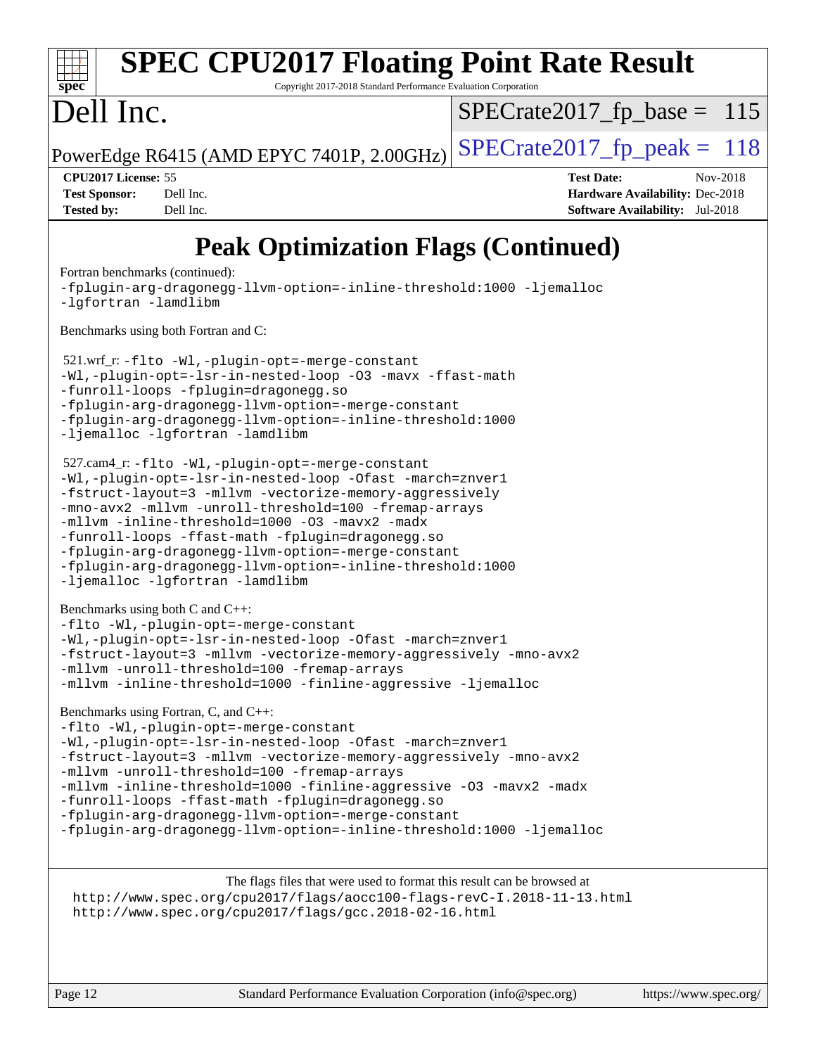# Peak Optimization Flags (Continued)

Fortran benchmarks (continued):
```
-fplugin-arg-dragonegg-llvm-option=-inline-threshold:1000 -ljemalloc
-lgfortran -lamdlibm
```

Benchmarks using both Fortran and C:

521.wrf_r:
```
-flto -Wl,-plugin-opt=-merge-constant
-Wl,-plugin-opt=-lsr-in-nested-loop -O3 -mavx -ffast-math
-funroll-loops -fplugin=dragonegg.so
-fplugin-arg-dragonegg-llvm-option=-merge-constant
-fplugin-arg-dragonegg-llvm-option=-inline-threshold:1000
-ljemalloc -lgfortran -lamdlibm
```

527.cam4_r:
```
-flto -Wl,-plugin-opt=-merge-constant
-Wl,-plugin-opt=-lsr-in-nested-loop -Ofast -march=znver1
-fstruct-layout=3 -mllvm -vectorize-memory-aggressively
-mno-avx2 -mllvm -unroll-threshold=100 -fremap-arrays
-mllvm -inline-threshold=1000 -O3 -mavx2 -madx
-funroll-loops -ffast-math -fplugin=dragonegg.so
-fplugin-arg-dragonegg-llvm-option=-merge-constant
-fplugin-arg-dragonegg-llvm-option=-inline-threshold:1000
-ljemalloc -lgfortran -lamdlibm
```

Benchmarks using both C and C++:
```
-flto -Wl,-plugin-opt=-merge-constant
-Wl,-plugin-opt=-lsr-in-nested-loop -Ofast -march=znver1
-fstruct-layout=3 -mllvm -vectorize-memory-aggressively -mno-avx2
-mllvm -unroll-threshold=100 -fremap-arrays
-mllvm -inline-threshold=1000 -finline-aggressive -ljemalloc
```

Benchmarks using Fortran, C, and C++:
```
-flto -Wl,-plugin-opt=-merge-constant
-Wl,-plugin-opt=-lsr-in-nested-loop -Ofast -march=znver1
-fstruct-layout=3 -mllvm -vectorize-memory-aggressively -mno-avx2
-mllvm -unroll-threshold=100 -fremap-arrays
-mllvm -inline-threshold=1000 -finline-aggressive -O3 -mavx2 -madx
-funroll-loops -ffast-math -fplugin=dragonegg.so
-fplugin-arg-dragonegg-llvm-option=-merge-constant
-fplugin-arg-dragonegg-llvm-option=-inline-threshold:1000 -ljemalloc
```

The flags files that were used to format this result can be browsed at
http://www.spec.org/cpu2017/flags/aocc100-flags-revC-I.2018-11-13.html
http://www.spec.org/cpu2017/flags/gcc.2018-02-16.html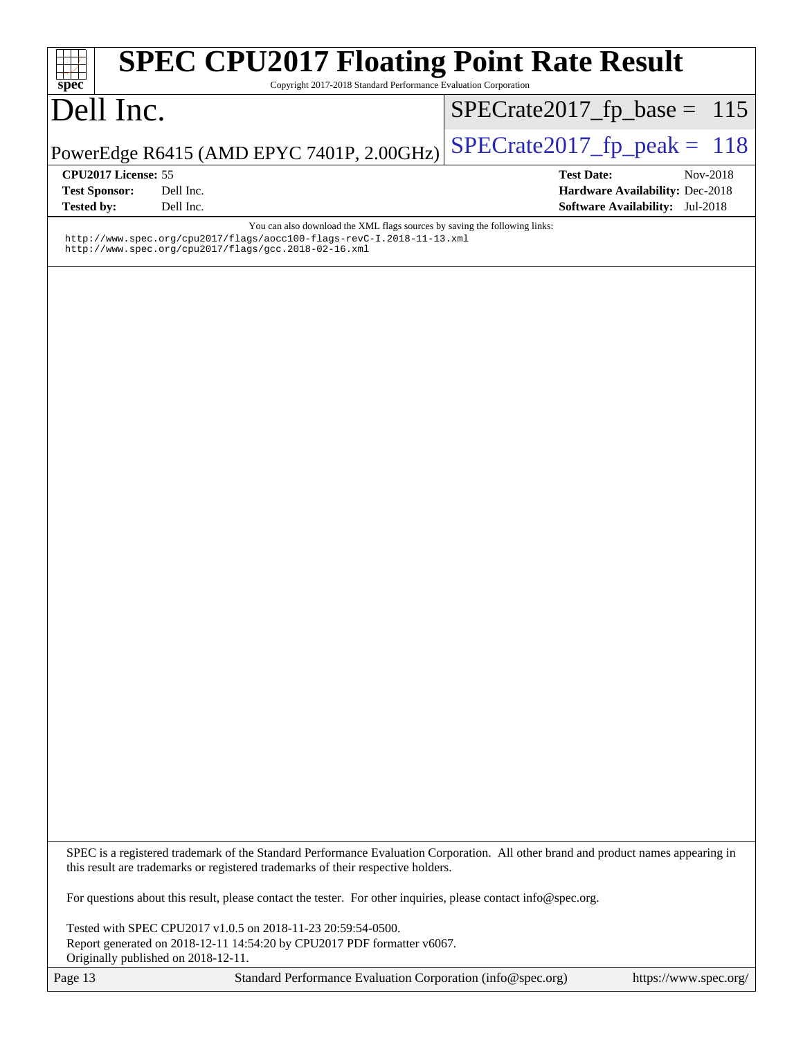# SPEC CPU2017 Floating Point Rate Result

Copyright 2017-2018 Standard Performance Evaluation Corporation

# Dell Inc.

PowerEdge R6415 (AMD EPYC 7401P, 2.00GHz)

SPECrate2017_fp_base = 115

SPECrate2017_fp_peak = 118

**CPU2017 License:** 55
**Test Sponsor:** Dell Inc.
**Tested by:** Dell Inc.

**Test Date:** Nov-2018
**Hardware Availability:** Dec-2018
**Software Availability:** Jul-2018

You can also download the XML flags sources by saving the following links:

http://www.spec.org/cpu2017/flags/aocc100-flags-revC-I.2018-11-13.xml
http://www.spec.org/cpu2017/flags/gcc.2018-02-16.xml

SPEC is a registered trademark of the Standard Performance Evaluation Corporation. All other brand and product names appearing in this result are trademarks or registered trademarks of their respective holders.

For questions about this result, please contact the tester. For other inquiries, please contact info@spec.org.

Tested with SPEC CPU2017 v1.0.5 on 2018-11-23 20:59:54-0500.
Report generated on 2018-12-11 14:54:20 by CPU2017 PDF formatter v6067.
Originally published on 2018-12-11.